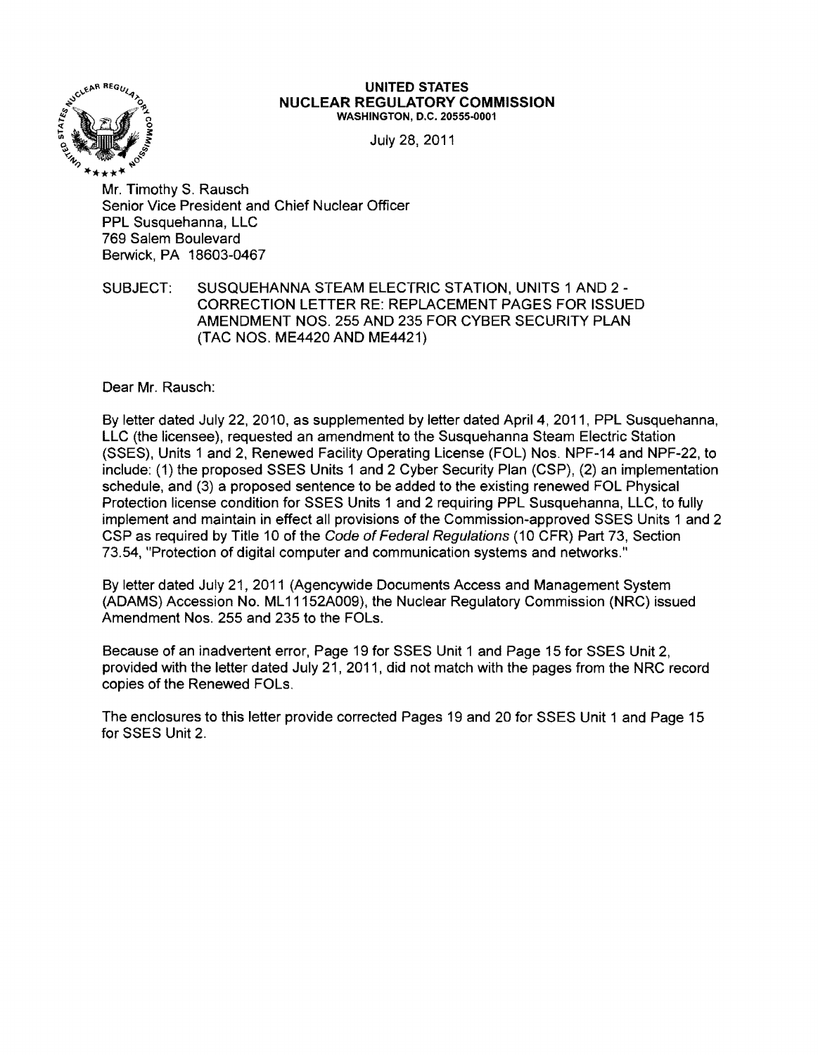**UNITED STATES**
**NUCLEAR REGULATORY COMMISSION**
**WASHINGTON, D.C. 20555-0001**

July 28, 2011

Mr. Timothy S. Rausch
Senior Vice President and Chief Nuclear Officer
PPL Susquehanna, LLC
769 Salem Boulevard
Berwick, PA 18603-0467

SUBJECT: SUSQUEHANNA STEAM ELECTRIC STATION, UNITS 1 AND 2 - CORRECTION LETTER RE: REPLACEMENT PAGES FOR ISSUED AMENDMENT NOS. 255 AND 235 FOR CYBER SECURITY PLAN (TAC NOS. ME4420 AND ME4421)

Dear Mr. Rausch:

By letter dated July 22, 2010, as supplemented by letter dated April 4, 2011, PPL Susquehanna, LLC (the licensee), requested an amendment to the Susquehanna Steam Electric Station (SSES), Units 1 and 2, Renewed Facility Operating License (FOL) Nos. NPF-14 and NPF-22, to include: (1) the proposed SSES Units 1 and 2 Cyber Security Plan (CSP), (2) an implementation schedule, and (3) a proposed sentence to be added to the existing renewed FOL Physical Protection license condition for SSES Units 1 and 2 requiring PPL Susquehanna, LLC, to fully implement and maintain in effect all provisions of the Commission-approved SSES Units 1 and 2 CSP as required by Title 10 of the *Code of Federal Regulations* (10 CFR) Part 73, Section 73.54, "Protection of digital computer and communication systems and networks."

By letter dated July 21, 2011 (Agencywide Documents Access and Management System (ADAMS) Accession No. ML11152A009), the Nuclear Regulatory Commission (NRC) issued Amendment Nos. 255 and 235 to the FOLs.

Because of an inadvertent error, Page 19 for SSES Unit 1 and Page 15 for SSES Unit 2, provided with the letter dated July 21, 2011, did not match with the pages from the NRC record copies of the Renewed FOLs.

The enclosures to this letter provide corrected Pages 19 and 20 for SSES Unit 1 and Page 15 for SSES Unit 2.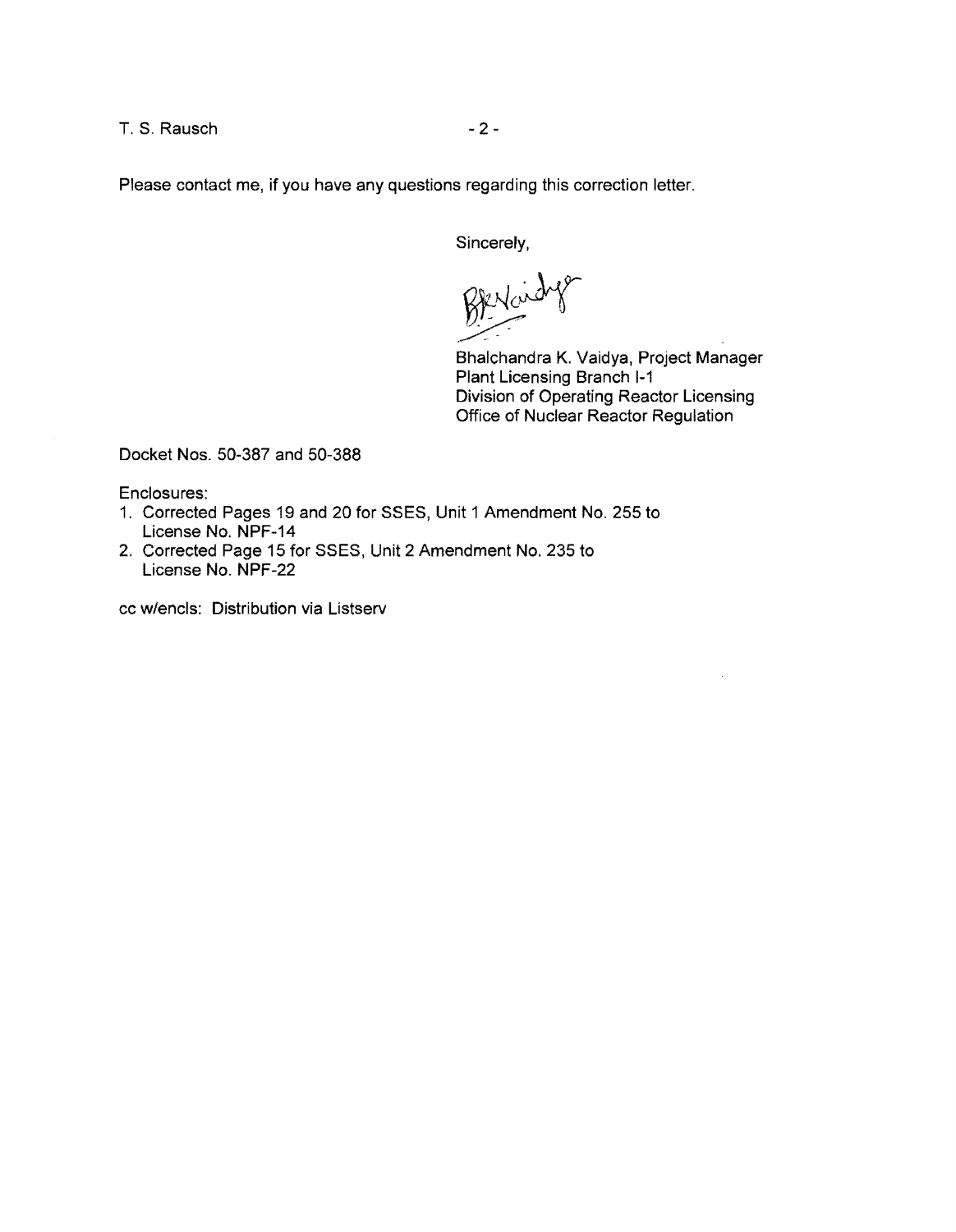Please contact me, if you have any questions regarding this correction letter.

Sincerely,

Bhalchandra K. Vaidya, Project Manager
Plant Licensing Branch I-1
Division of Operating Reactor Licensing
Office of Nuclear Reactor Regulation

Docket Nos. 50-387 and 50-388

Enclosures:

1. Corrected Pages 19 and 20 for SSES, Unit 1 Amendment No. 255 to License No. NPF-14
2. Corrected Page 15 for SSES, Unit 2 Amendment No. 235 to License No. NPF-22

cc w/encls: Distribution via Listserv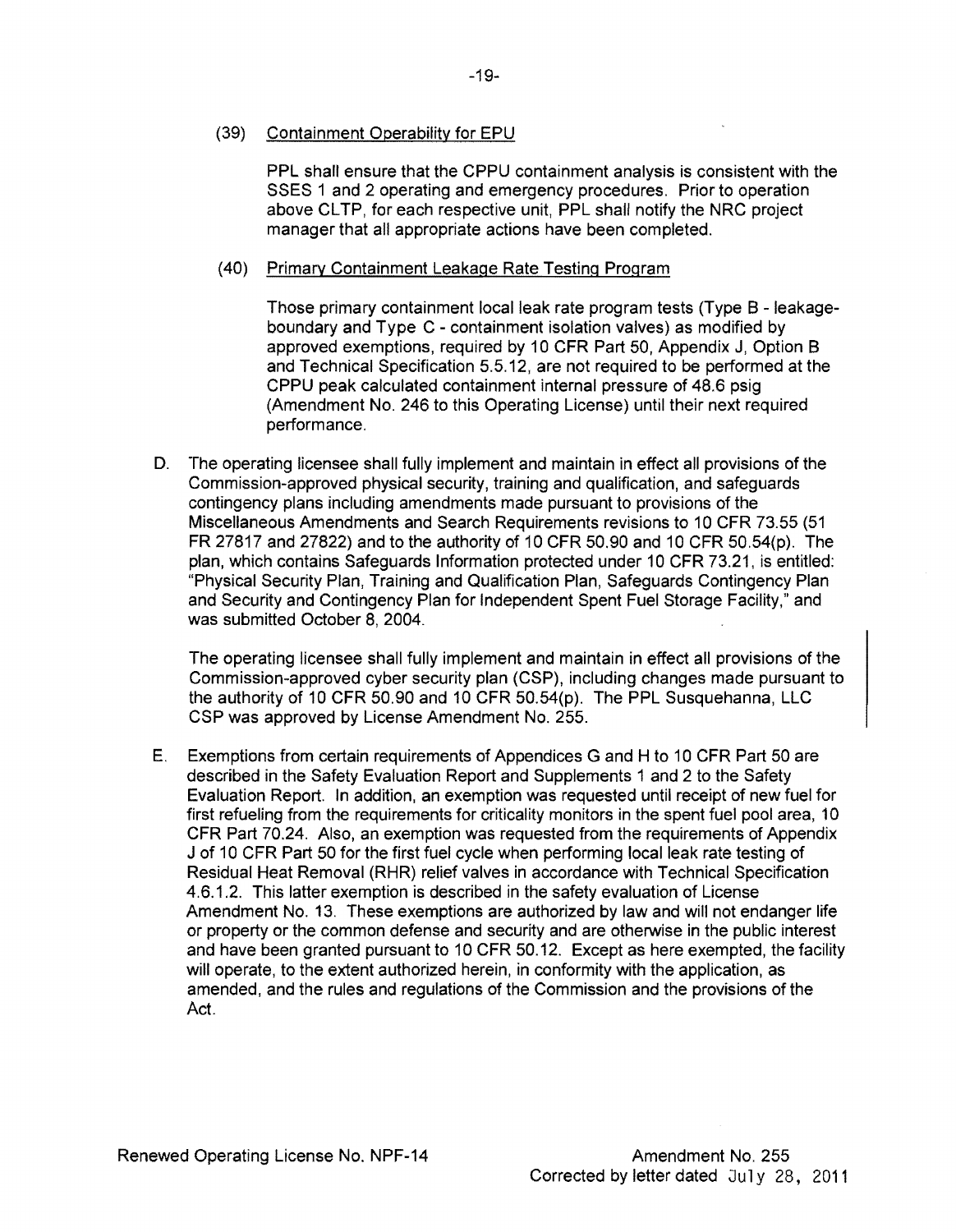(39) <u>Containment Operability for EPU</u>

PPL shall ensure that the CPPU containment analysis is consistent with the SSES 1 and 2 operating and emergency procedures. Prior to operation above CLTP, for each respective unit, PPL shall notify the NRC project manager that all appropriate actions have been completed.

(40) <u>Primary Containment Leakage Rate Testing Program</u>

Those primary containment local leak rate program tests (Type B - leakage-boundary and Type C - containment isolation valves) as modified by approved exemptions, required by 10 CFR Part 50, Appendix J, Option B and Technical Specification 5.5.12, are not required to be performed at the CPPU peak calculated containment internal pressure of 48.6 psig (Amendment No. 246 to this Operating License) until their next required performance.

D. The operating licensee shall fully implement and maintain in effect all provisions of the Commission-approved physical security, training and qualification, and safeguards contingency plans including amendments made pursuant to provisions of the Miscellaneous Amendments and Search Requirements revisions to 10 CFR 73.55 (51 FR 27817 and 27822) and to the authority of 10 CFR 50.90 and 10 CFR 50.54(p). The plan, which contains Safeguards Information protected under 10 CFR 73.21, is entitled: "Physical Security Plan, Training and Qualification Plan, Safeguards Contingency Plan and Security and Contingency Plan for Independent Spent Fuel Storage Facility," and was submitted October 8, 2004.

The operating licensee shall fully implement and maintain in effect all provisions of the Commission-approved cyber security plan (CSP), including changes made pursuant to the authority of 10 CFR 50.90 and 10 CFR 50.54(p). The PPL Susquehanna, LLC CSP was approved by License Amendment No. 255.

E. Exemptions from certain requirements of Appendices G and H to 10 CFR Part 50 are described in the Safety Evaluation Report and Supplements 1 and 2 to the Safety Evaluation Report. In addition, an exemption was requested until receipt of new fuel for first refueling from the requirements for criticality monitors in the spent fuel pool area, 10 CFR Part 70.24. Also, an exemption was requested from the requirements of Appendix J of 10 CFR Part 50 for the first fuel cycle when performing local leak rate testing of Residual Heat Removal (RHR) relief valves in accordance with Technical Specification 4.6.1.2. This latter exemption is described in the safety evaluation of License Amendment No. 13. These exemptions are authorized by law and will not endanger life or property or the common defense and security and are otherwise in the public interest and have been granted pursuant to 10 CFR 50.12. Except as here exempted, the facility will operate, to the extent authorized herein, in conformity with the application, as amended, and the rules and regulations of the Commission and the provisions of the Act.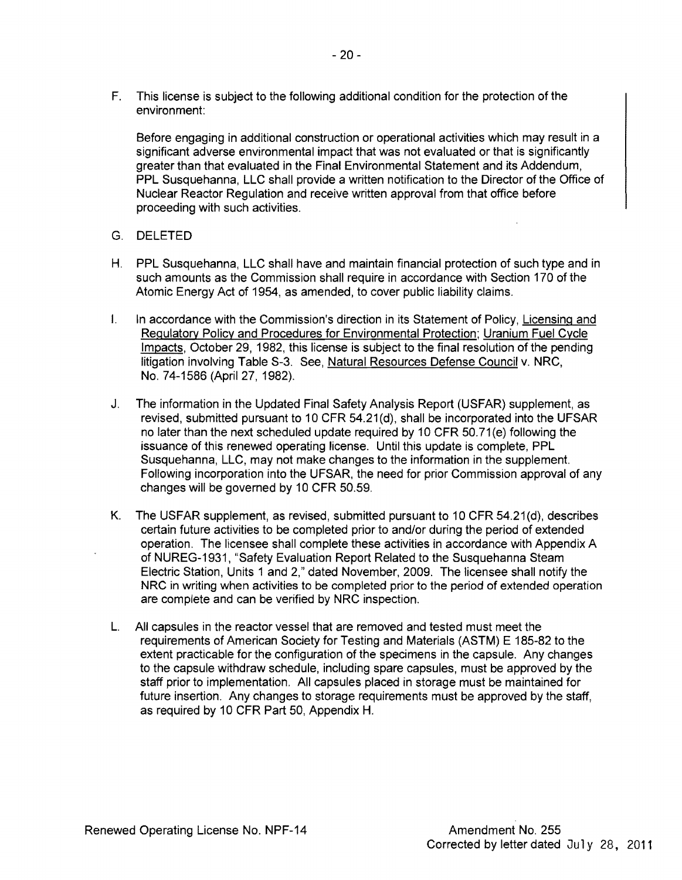F. This license is subject to the following additional condition for the protection of the environment:

   Before engaging in additional construction or operational activities which may result in a significant adverse environmental impact that was not evaluated or that is significantly greater than that evaluated in the Final Environmental Statement and its Addendum, PPL Susquehanna, LLC shall provide a written notification to the Director of the Office of Nuclear Reactor Regulation and receive written approval from that office before proceeding with such activities.

G. DELETED

H. PPL Susquehanna, LLC shall have and maintain financial protection of such type and in such amounts as the Commission shall require in accordance with Section 170 of the Atomic Energy Act of 1954, as amended, to cover public liability claims.

I. In accordance with the Commission's direction in its Statement of Policy, Licensing and Regulatory Policy and Procedures for Environmental Protection; Uranium Fuel Cycle Impacts, October 29, 1982, this license is subject to the final resolution of the pending litigation involving Table S-3. See, Natural Resources Defense Council v. NRC, No. 74-1586 (April 27, 1982).

J. The information in the Updated Final Safety Analysis Report (USFAR) supplement, as revised, submitted pursuant to 10 CFR 54.21(d), shall be incorporated into the UFSAR no later than the next scheduled update required by 10 CFR 50.71(e) following the issuance of this renewed operating license. Until this update is complete, PPL Susquehanna, LLC, may not make changes to the information in the supplement. Following incorporation into the UFSAR, the need for prior Commission approval of any changes will be governed by 10 CFR 50.59.

K. The USFAR supplement, as revised, submitted pursuant to 10 CFR 54.21(d), describes certain future activities to be completed prior to and/or during the period of extended operation. The licensee shall complete these activities in accordance with Appendix A of NUREG-1931, "Safety Evaluation Report Related to the Susquehanna Steam Electric Station, Units 1 and 2," dated November, 2009. The licensee shall notify the NRC in writing when activities to be completed prior to the period of extended operation are complete and can be verified by NRC inspection.

L. All capsules in the reactor vessel that are removed and tested must meet the requirements of American Society for Testing and Materials (ASTM) E 185-82 to the extent practicable for the configuration of the specimens in the capsule. Any changes to the capsule withdraw schedule, including spare capsules, must be approved by the staff prior to implementation. All capsules placed in storage must be maintained for future insertion. Any changes to storage requirements must be approved by the staff, as required by 10 CFR Part 50, Appendix H.

Renewed Operating License No. NPF-14 | Amendment No. 255
Corrected by letter dated July 28, 2011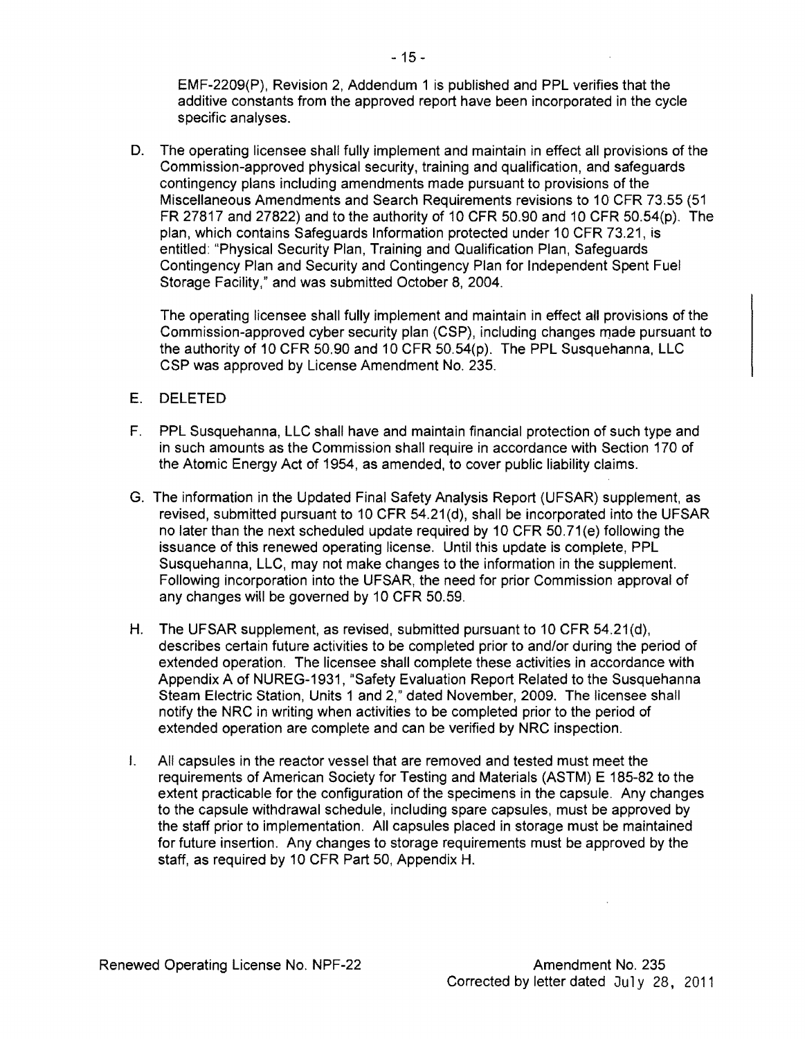EMF-2209(P), Revision 2, Addendum 1 is published and PPL verifies that the additive constants from the approved report have been incorporated in the cycle specific analyses.

D. The operating licensee shall fully implement and maintain in effect all provisions of the Commission-approved physical security, training and qualification, and safeguards contingency plans including amendments made pursuant to provisions of the Miscellaneous Amendments and Search Requirements revisions to 10 CFR 73.55 (51 FR 27817 and 27822) and to the authority of 10 CFR 50.90 and 10 CFR 50.54(p). The plan, which contains Safeguards Information protected under 10 CFR 73.21, is entitled: "Physical Security Plan, Training and Qualification Plan, Safeguards Contingency Plan and Security and Contingency Plan for Independent Spent Fuel Storage Facility," and was submitted October 8, 2004.

   The operating licensee shall fully implement and maintain in effect all provisions of the Commission-approved cyber security plan (CSP), including changes made pursuant to the authority of 10 CFR 50.90 and 10 CFR 50.54(p). The PPL Susquehanna, LLC CSP was approved by License Amendment No. 235.

E. DELETED

F. PPL Susquehanna, LLC shall have and maintain financial protection of such type and in such amounts as the Commission shall require in accordance with Section 170 of the Atomic Energy Act of 1954, as amended, to cover public liability claims.

G. The information in the Updated Final Safety Analysis Report (UFSAR) supplement, as revised, submitted pursuant to 10 CFR 54.21(d), shall be incorporated into the UFSAR no later than the next scheduled update required by 10 CFR 50.71(e) following the issuance of this renewed operating license. Until this update is complete, PPL Susquehanna, LLC, may not make changes to the information in the supplement. Following incorporation into the UFSAR, the need for prior Commission approval of any changes will be governed by 10 CFR 50.59.

H. The UFSAR supplement, as revised, submitted pursuant to 10 CFR 54.21(d), describes certain future activities to be completed prior to and/or during the period of extended operation. The licensee shall complete these activities in accordance with Appendix A of NUREG-1931, "Safety Evaluation Report Related to the Susquehanna Steam Electric Station, Units 1 and 2," dated November, 2009. The licensee shall notify the NRC in writing when activities to be completed prior to the period of extended operation are complete and can be verified by NRC inspection.

I. All capsules in the reactor vessel that are removed and tested must meet the requirements of American Society for Testing and Materials (ASTM) E 185-82 to the extent practicable for the configuration of the specimens in the capsule. Any changes to the capsule withdrawal schedule, including spare capsules, must be approved by the staff prior to implementation. All capsules placed in storage must be maintained for future insertion. Any changes to storage requirements must be approved by the staff, as required by 10 CFR Part 50, Appendix H.

Renewed Operating License No. NPF-22

Amendment No. 235
Corrected by letter dated July 28, 2011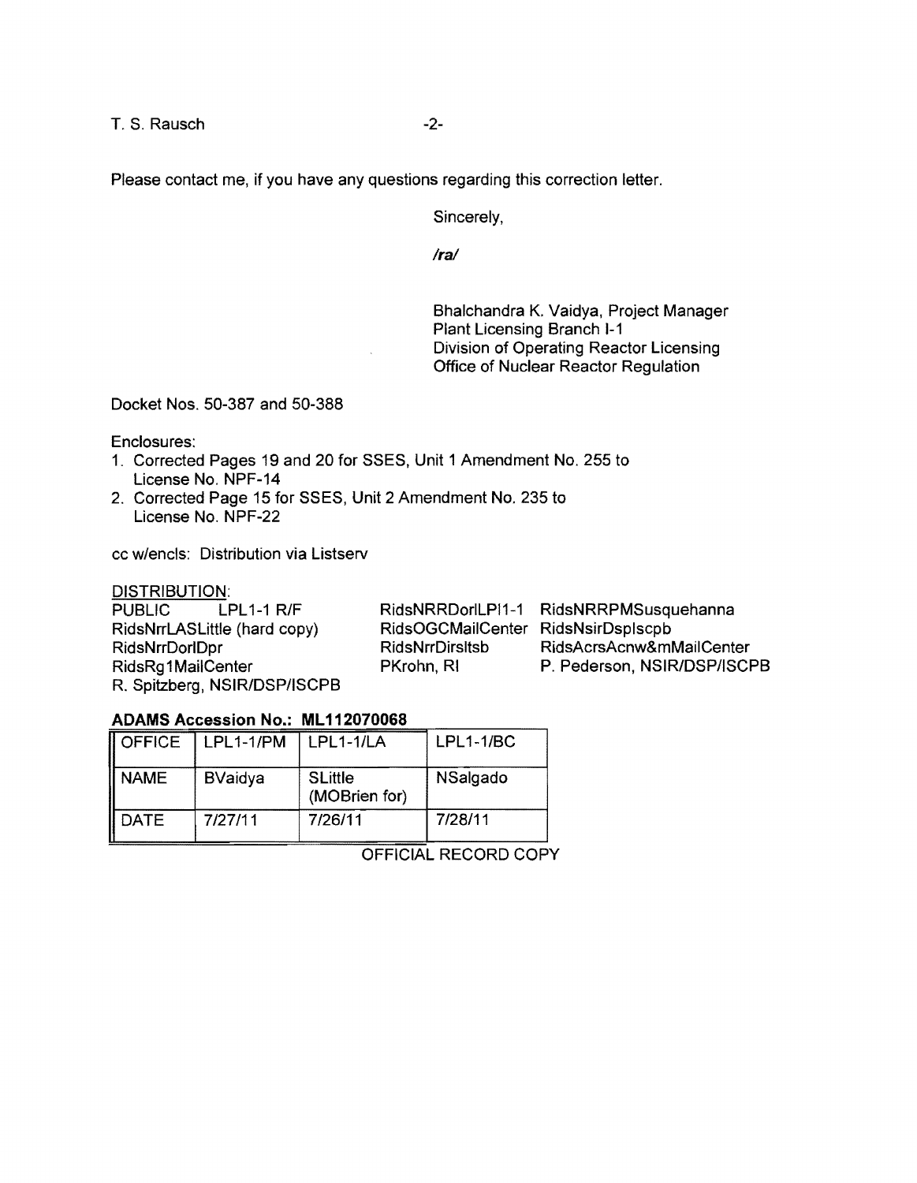Please contact me, if you have any questions regarding this correction letter.

Sincerely,

*/ra/*

Bhalchandra K. Vaidya, Project Manager
Plant Licensing Branch I-1
Division of Operating Reactor Licensing
Office of Nuclear Reactor Regulation

Docket Nos. 50-387 and 50-388

Enclosures:

1. Corrected Pages 19 and 20 for SSES, Unit 1 Amendment No. 255 to License No. NPF-14
2. Corrected Page 15 for SSES, Unit 2 Amendment No. 235 to License No. NPF-22

cc w/encls: Distribution via Listserv

DISTRIBUTION:
PUBLIC
LPL1-1 R/F
RidsNrrLASLittle (hard copy)
RidsNrrDorlDpr
RidsRg1MailCenter
R. Spitzberg, NSIR/DSP/ISCPB
RidsNRRDorlLPl1-1
RidsOGCMailCenter
RidsNrrDirsItsb
PKrohn, RI
RidsNRRPMSusquehanna
RidsNsirDspIscpb
RidsAcrsAcnw&mMailCenter
P. Pederson, NSIR/DSP/ISCPB

**ADAMS Accession No.: ML112070068**

| OFFICE | LPL1-1/PM | LPL1-1/LA | LPL1-1/BC |
|---|---|---|---|
| NAME | BVaidya | SLittle (MOBrien for) | NSalgado |
| DATE | 7/27/11 | 7/26/11 | 7/28/11 |

OFFICIAL RECORD COPY